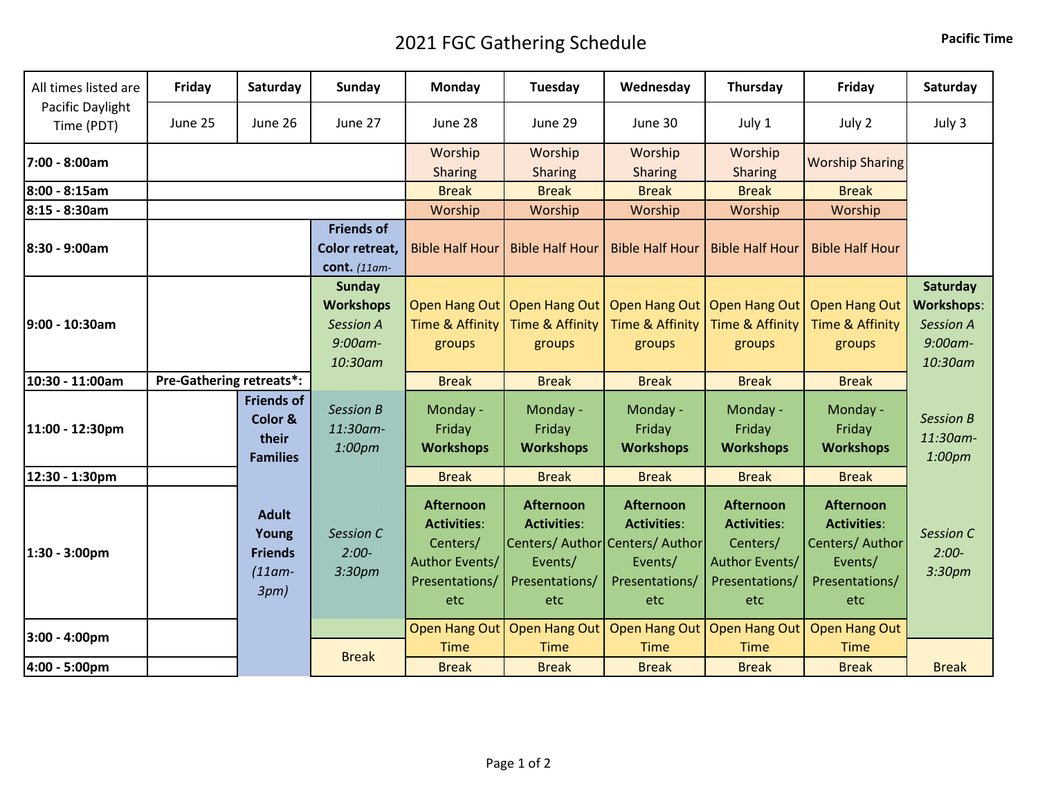# 2021 FGC Gathering Schedule

**Pacific Time**

| All times listed are Pacific Daylight Time (PDT) | **Friday** | **Saturday** | **Sunday** | **Monday** | **Tuesday** | **Wednesday** | **Thursday** | **Friday** | **Saturday** |
|---|---|---|---|---|---|---|---|---|---|
| | June 25 | June 26 | June 27 | June 28 | June 29 | June 30 | July 1 | July 2 | July 3 |
| **7:00 - 8:00am** | | | | Worship Sharing | Worship Sharing | Worship Sharing | Worship Sharing | Worship Sharing | |
| **8:00 - 8:15am** | | | | Break | Break | Break | Break | Break | |
| **8:15 - 8:30am** | | | | Worship | Worship | Worship | Worship | Worship | |
| **8:30 - 9:00am** | | | **Friends of Color retreat, cont.** *(11am-* | Bible Half Hour | Bible Half Hour | Bible Half Hour | Bible Half Hour | Bible Half Hour | |
| **9:00 - 10:30am** | | | **Sunday Workshops** *Session A 9:00am-10:30am* | Open Hang Out Time & Affinity groups | Open Hang Out Time & Affinity groups | Open Hang Out Time & Affinity groups | Open Hang Out Time & Affinity groups | Open Hang Out Time & Affinity groups | **Saturday Workshops**: *Session A 9:00am-10:30am* |
| **10:30 - 11:00am** | **Pre-Gathering retreats*:** | | | Break | Break | Break | Break | Break | |
| **11:00 - 12:30pm** | | **Friends of Color & their Families** | *Session B 11:30am-1:00pm* | Monday - Friday **Workshops** | Monday - Friday **Workshops** | Monday - Friday **Workshops** | Monday - Friday **Workshops** | Monday - Friday **Workshops** | *Session B 11:30am-1:00pm* |
| **12:30 - 1:30pm** | | | | Break | Break | Break | Break | Break | |
| **1:30 - 3:00pm** | | **Adult Young Friends** *(11am-3pm)* | *Session C 2:00-3:30pm* | **Afternoon Activities**: Centers/ Author Events/ Presentations/ etc | **Afternoon Activities**: Centers/ Author Events/ Presentations/ etc | **Afternoon Activities**: Centers/ Author Events/ Presentations/ etc | **Afternoon Activities**: Centers/ Author Events/ Presentations/ etc | **Afternoon Activities**: Centers/ Author Events/ Presentations/ etc | *Session C 2:00-3:30pm* |
| **3:00 - 4:00pm** | | | Break | Open Hang Out Time | Open Hang Out Time | Open Hang Out Time | Open Hang Out Time | Open Hang Out Time | |
| **4:00 - 5:00pm** | | | | Break | Break | Break | Break | Break | Break |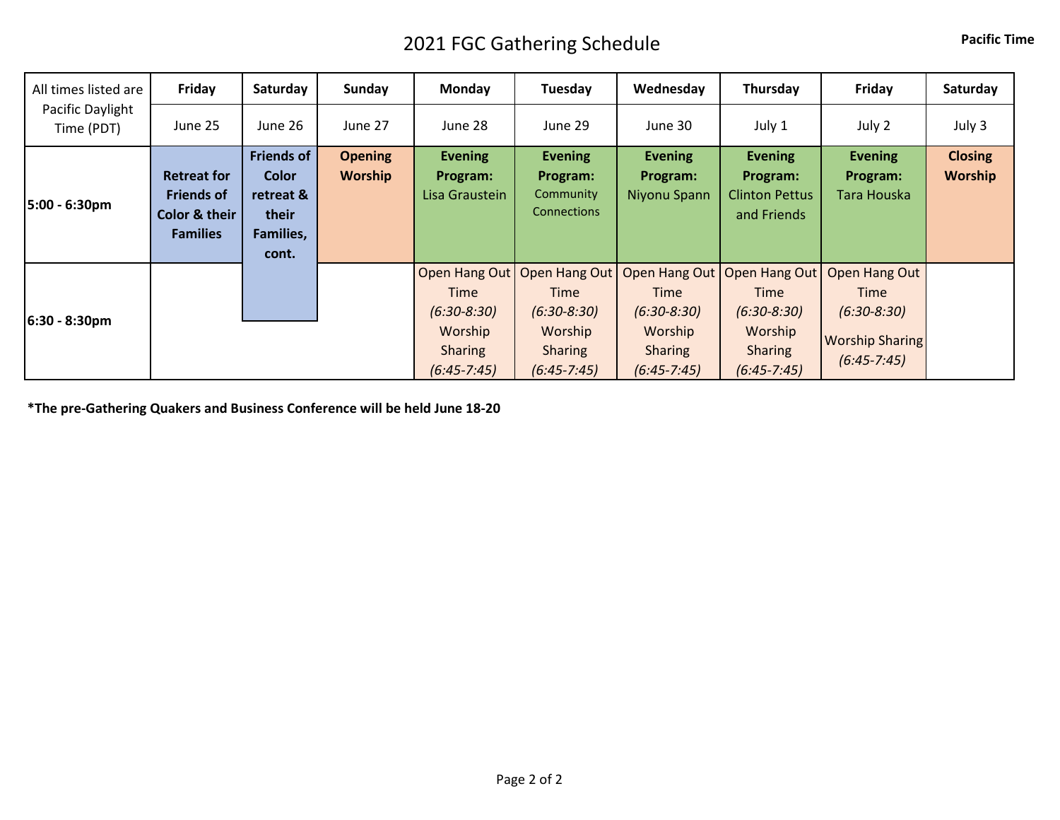# 2021 FGC Gathering Schedule

**Pacific Time**

| All times listed are Pacific Daylight Time (PDT) | **Friday** | **Saturday** | **Sunday** | **Monday** | **Tuesday** | **Wednesday** | **Thursday** | **Friday** | **Saturday** |
|---|---|---|---|---|---|---|---|---|---|
| | June 25 | June 26 | June 27 | June 28 | June 29 | June 30 | July 1 | July 2 | July 3 |
| **5:00 - 6:30pm** | **Retreat for Friends of Color & their Families** | **Friends of Color retreat & their Families, cont.** | **Opening Worship** | **Evening Program:** Lisa Graustein | **Evening Program:** Community Connections | **Evening Program:** Niyonu Spann | **Evening Program:** Clinton Pettus and Friends | **Evening Program:** Tara Houska | **Closing Worship** |
| **6:30 - 8:30pm** | | | | Open Hang Out Time *(6:30-8:30)* Worship Sharing *(6:45-7:45)* | Open Hang Out Time *(6:30-8:30)* Worship Sharing *(6:45-7:45)* | Open Hang Out Time *(6:30-8:30)* Worship Sharing *(6:45-7:45)* | Open Hang Out Time *(6:30-8:30)* Worship Sharing *(6:45-7:45)* | Open Hang Out Time *(6:30-8:30)* Worship Sharing *(6:45-7:45)* | |

**\*The pre-Gathering Quakers and Business Conference will be held June 18-20**